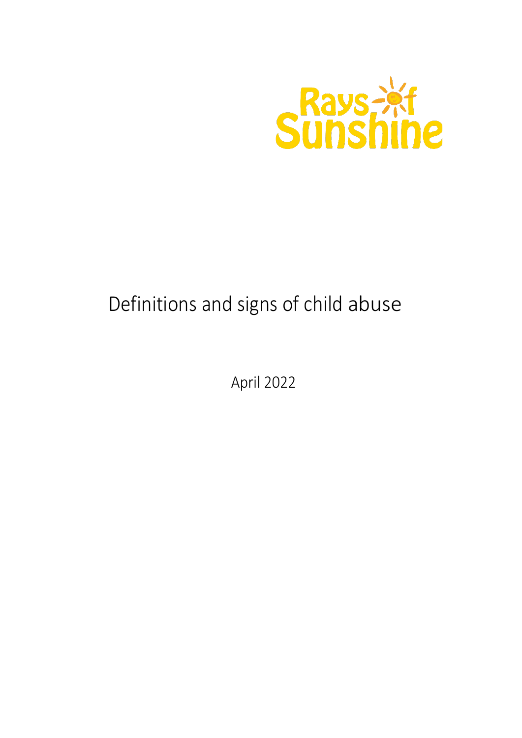Rays of Sunshine

# Definitions and signs of child abuse

April 2022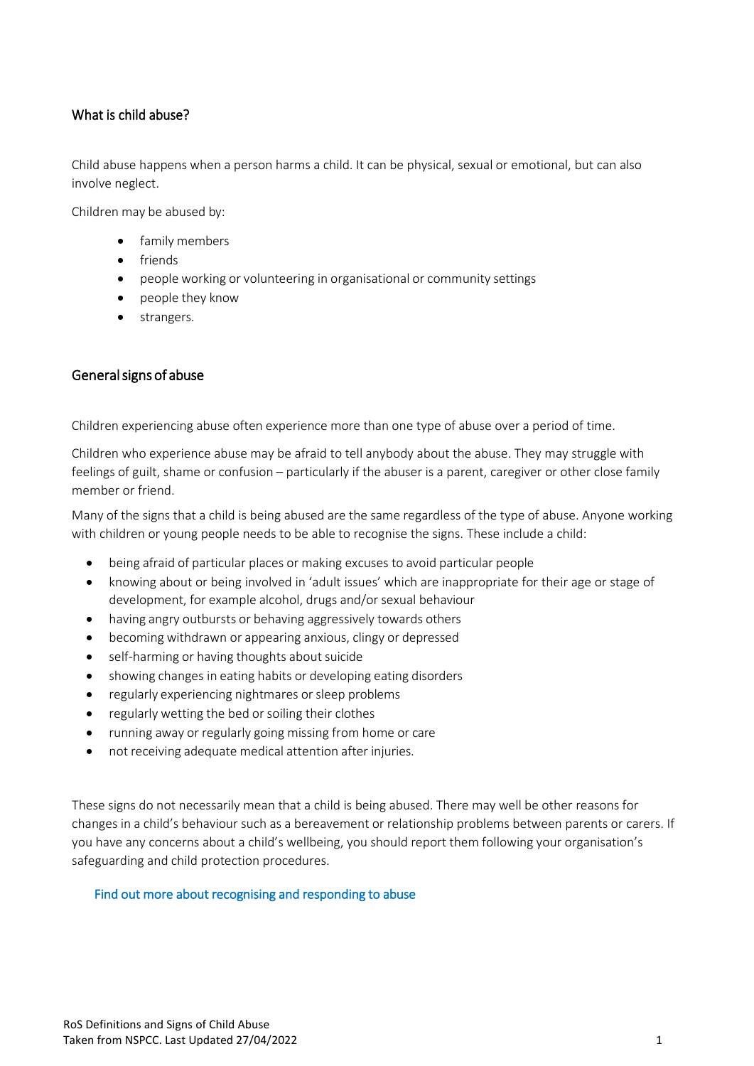## What is child abuse?

Child abuse happens when a person harms a child. It can be physical, sexual or emotional, but can also involve neglect.

Children may be abused by:

- family members
- friends
- people working or volunteering in organisational or community settings
- people they know
- strangers.

## General signs of abuse

Children experiencing abuse often experience more than one type of abuse over a period of time.

Children who experience abuse may be afraid to tell anybody about the abuse. They may struggle with feelings of guilt, shame or confusion – particularly if the abuser is a parent, caregiver or other close family member or friend.

Many of the signs that a child is being abused are the same regardless of the type of abuse. Anyone working with children or young people needs to be able to recognise the signs. These include a child:

- being afraid of particular places or making excuses to avoid particular people
- knowing about or being involved in 'adult issues' which are inappropriate for their age or stage of development, for example alcohol, drugs and/or sexual behaviour
- having angry outbursts or behaving aggressively towards others
- becoming withdrawn or appearing anxious, clingy or depressed
- self-harming or having thoughts about suicide
- showing changes in eating habits or developing eating disorders
- regularly experiencing nightmares or sleep problems
- regularly wetting the bed or soiling their clothes
- running away or regularly going missing from home or care
- not receiving adequate medical attention after injuries.

These signs do not necessarily mean that a child is being abused. There may well be other reasons for changes in a child's behaviour such as a bereavement or relationship problems between parents or carers. If you have any concerns about a child's wellbeing, you should report them following your organisation's safeguarding and child protection procedures.

Find out more about recognising and responding to abuse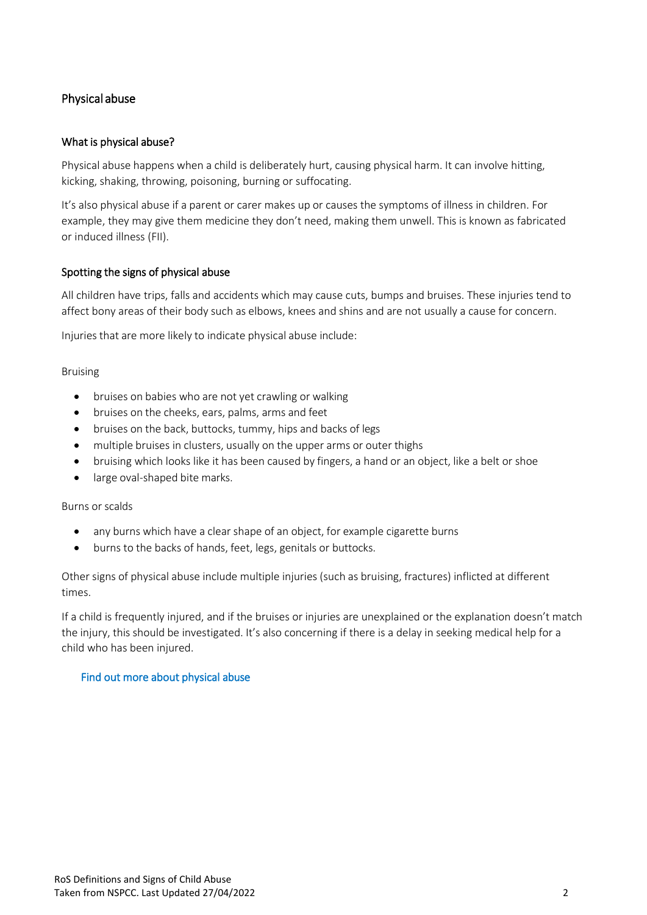## Physical abuse

### What is physical abuse?

Physical abuse happens when a child is deliberately hurt, causing physical harm. It can involve hitting, kicking, shaking, throwing, poisoning, burning or suffocating.

It's also physical abuse if a parent or carer makes up or causes the symptoms of illness in children. For example, they may give them medicine they don't need, making them unwell. This is known as fabricated or induced illness (FII).

### Spotting the signs of physical abuse

All children have trips, falls and accidents which may cause cuts, bumps and bruises. These injuries tend to affect bony areas of their body such as elbows, knees and shins and are not usually a cause for concern.

Injuries that are more likely to indicate physical abuse include:

Bruising

- bruises on babies who are not yet crawling or walking
- bruises on the cheeks, ears, palms, arms and feet
- bruises on the back, buttocks, tummy, hips and backs of legs
- multiple bruises in clusters, usually on the upper arms or outer thighs
- bruising which looks like it has been caused by fingers, a hand or an object, like a belt or shoe
- large oval-shaped bite marks.

Burns or scalds

- any burns which have a clear shape of an object, for example cigarette burns
- burns to the backs of hands, feet, legs, genitals or buttocks.

Other signs of physical abuse include multiple injuries (such as bruising, fractures) inflicted at different times.

If a child is frequently injured, and if the bruises or injuries are unexplained or the explanation doesn't match the injury, this should be investigated. It's also concerning if there is a delay in seeking medical help for a child who has been injured.

Find out more about physical abuse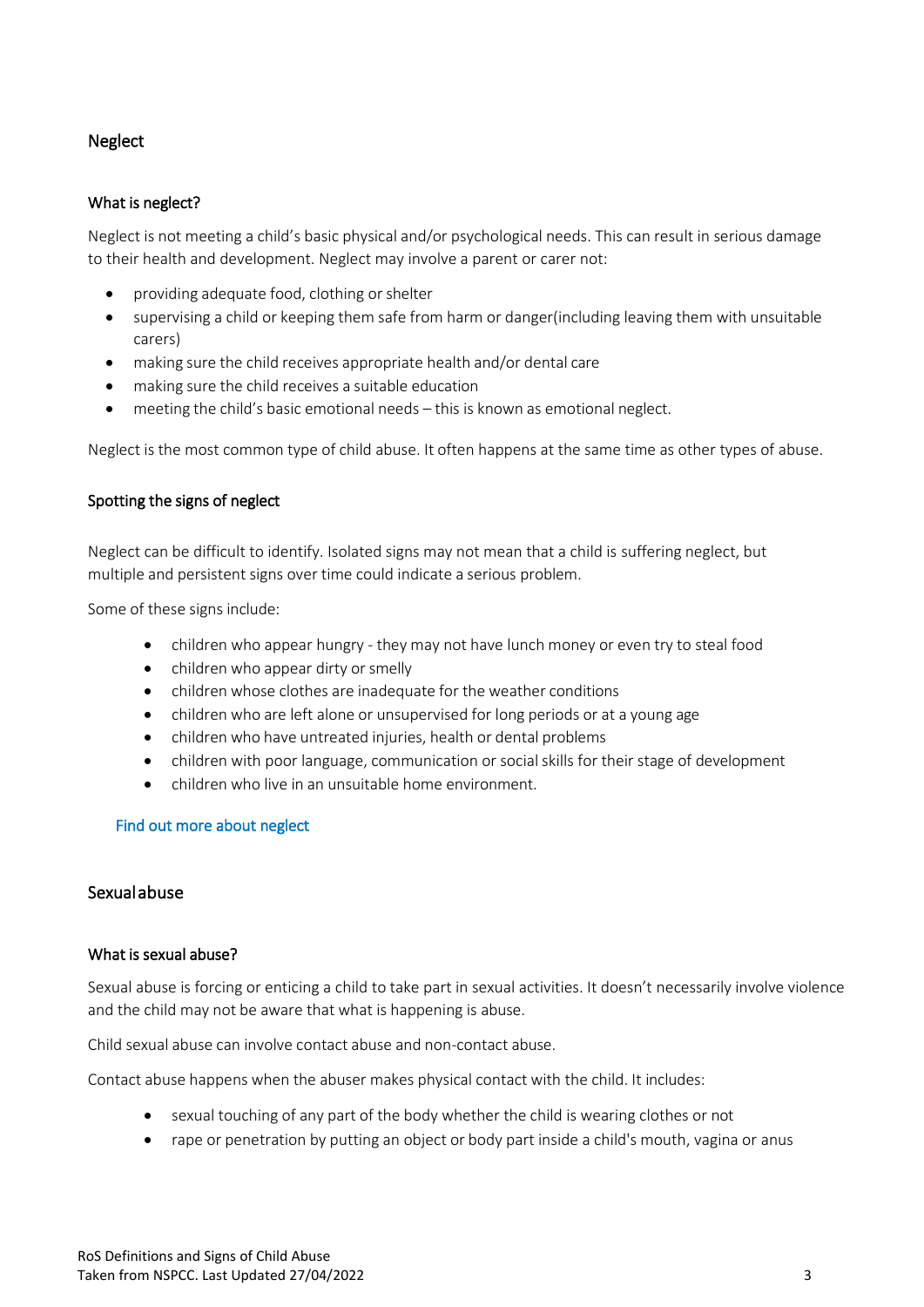## Neglect

### What is neglect?

Neglect is not meeting a child's basic physical and/or psychological needs. This can result in serious damage to their health and development. Neglect may involve a parent or carer not:

- providing adequate food, clothing or shelter
- supervising a child or keeping them safe from harm or danger(including leaving them with unsuitable carers)
- making sure the child receives appropriate health and/or dental care
- making sure the child receives a suitable education
- meeting the child's basic emotional needs – this is known as emotional neglect.

Neglect is the most common type of child abuse. It often happens at the same time as other types of abuse.

### Spotting the signs of neglect

Neglect can be difficult to identify. Isolated signs may not mean that a child is suffering neglect, but multiple and persistent signs over time could indicate a serious problem.

Some of these signs include:

- children who appear hungry - they may not have lunch money or even try to steal food
- children who appear dirty or smelly
- children whose clothes are inadequate for the weather conditions
- children who are left alone or unsupervised for long periods or at a young age
- children who have untreated injuries, health or dental problems
- children with poor language, communication or social skills for their stage of development
- children who live in an unsuitable home environment.

Find out more about neglect

## Sexual abuse

### What is sexual abuse?

Sexual abuse is forcing or enticing a child to take part in sexual activities. It doesn't necessarily involve violence and the child may not be aware that what is happening is abuse.

Child sexual abuse can involve contact abuse and non-contact abuse.

Contact abuse happens when the abuser makes physical contact with the child. It includes:

- sexual touching of any part of the body whether the child is wearing clothes or not
- rape or penetration by putting an object or body part inside a child's mouth, vagina or anus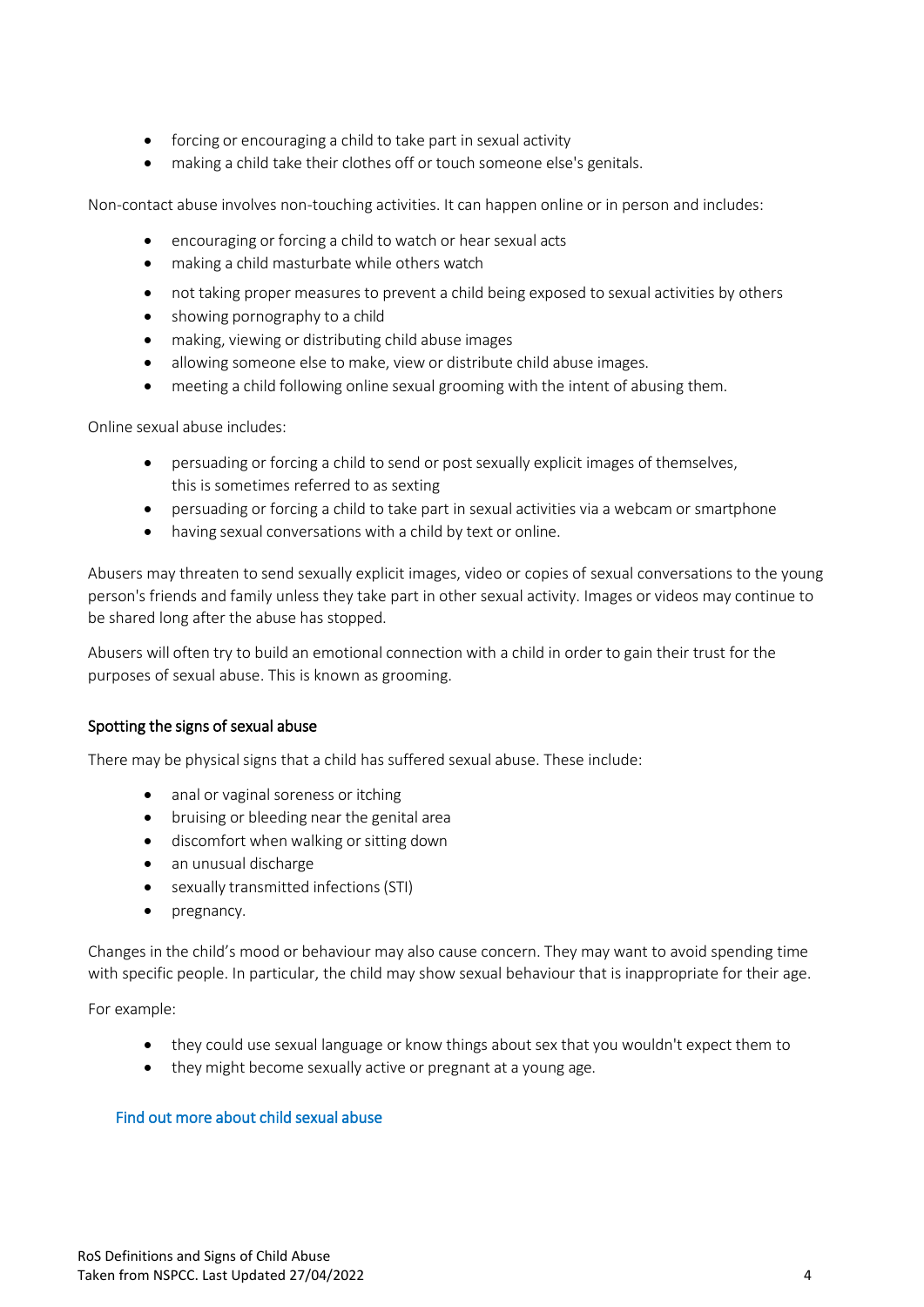- forcing or encouraging a child to take part in sexual activity
- making a child take their clothes off or touch someone else's genitals.

Non-contact abuse involves non-touching activities. It can happen online or in person and includes:

- encouraging or forcing a child to watch or hear sexual acts
- making a child masturbate while others watch
- not taking proper measures to prevent a child being exposed to sexual activities by others
- showing pornography to a child
- making, viewing or distributing child abuse images
- allowing someone else to make, view or distribute child abuse images.
- meeting a child following online sexual grooming with the intent of abusing them.

Online sexual abuse includes:

- persuading or forcing a child to send or post sexually explicit images of themselves, this is sometimes referred to as sexting
- persuading or forcing a child to take part in sexual activities via a webcam or smartphone
- having sexual conversations with a child by text or online.

Abusers may threaten to send sexually explicit images, video or copies of sexual conversations to the young person's friends and family unless they take part in other sexual activity. Images or videos may continue to be shared long after the abuse has stopped.

Abusers will often try to build an emotional connection with a child in order to gain their trust for the purposes of sexual abuse. This is known as grooming.

### Spotting the signs of sexual abuse

There may be physical signs that a child has suffered sexual abuse. These include:

- anal or vaginal soreness or itching
- bruising or bleeding near the genital area
- discomfort when walking or sitting down
- an unusual discharge
- sexually transmitted infections (STI)
- pregnancy.

Changes in the child's mood or behaviour may also cause concern. They may want to avoid spending time with specific people. In particular, the child may show sexual behaviour that is inappropriate for their age.

For example:

- they could use sexual language or know things about sex that you wouldn't expect them to
- they might become sexually active or pregnant at a young age.

Find out more about child sexual abuse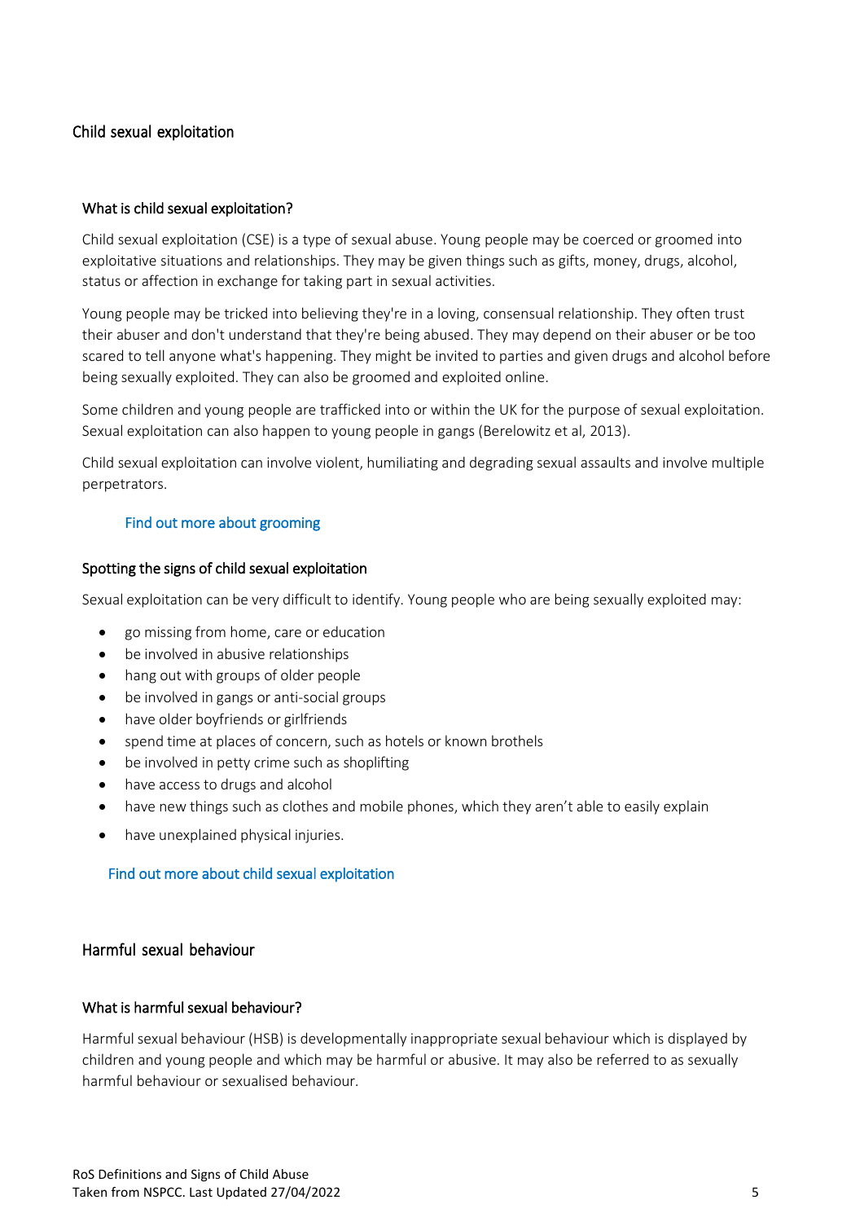## Child sexual exploitation

### What is child sexual exploitation?

Child sexual exploitation (CSE) is a type of sexual abuse. Young people may be coerced or groomed into exploitative situations and relationships. They may be given things such as gifts, money, drugs, alcohol, status or affection in exchange for taking part in sexual activities.

Young people may be tricked into believing they're in a loving, consensual relationship. They often trust their abuser and don't understand that they're being abused. They may depend on their abuser or be too scared to tell anyone what's happening. They might be invited to parties and given drugs and alcohol before being sexually exploited. They can also be groomed and exploited online.

Some children and young people are trafficked into or within the UK for the purpose of sexual exploitation. Sexual exploitation can also happen to young people in gangs (Berelowitz et al, 2013).

Child sexual exploitation can involve violent, humiliating and degrading sexual assaults and involve multiple perpetrators.

Find out more about grooming

### Spotting the signs of child sexual exploitation

Sexual exploitation can be very difficult to identify. Young people who are being sexually exploited may:

- go missing from home, care or education
- be involved in abusive relationships
- hang out with groups of older people
- be involved in gangs or anti-social groups
- have older boyfriends or girlfriends
- spend time at places of concern, such as hotels or known brothels
- be involved in petty crime such as shoplifting
- have access to drugs and alcohol
- have new things such as clothes and mobile phones, which they aren't able to easily explain
- have unexplained physical injuries.

Find out more about child sexual exploitation

## Harmful sexual behaviour

### What is harmful sexual behaviour?

Harmful sexual behaviour (HSB) is developmentally inappropriate sexual behaviour which is displayed by children and young people and which may be harmful or abusive. It may also be referred to as sexually harmful behaviour or sexualised behaviour.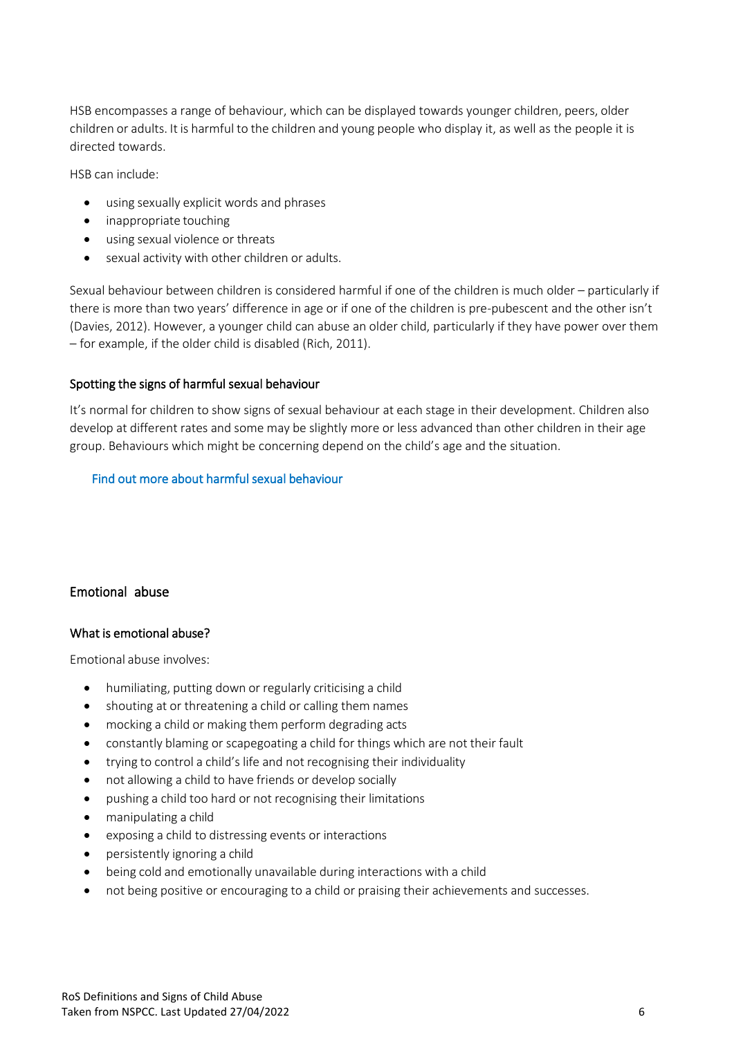HSB encompasses a range of behaviour, which can be displayed towards younger children, peers, older children or adults. It is harmful to the children and young people who display it, as well as the people it is directed towards.

HSB can include:

- using sexually explicit words and phrases
- inappropriate touching
- using sexual violence or threats
- sexual activity with other children or adults.

Sexual behaviour between children is considered harmful if one of the children is much older – particularly if there is more than two years' difference in age or if one of the children is pre-pubescent and the other isn't (Davies, 2012). However, a younger child can abuse an older child, particularly if they have power over them – for example, if the older child is disabled (Rich, 2011).

### Spotting the signs of harmful sexual behaviour

It's normal for children to show signs of sexual behaviour at each stage in their development. Children also develop at different rates and some may be slightly more or less advanced than other children in their age group. Behaviours which might be concerning depend on the child's age and the situation.

Find out more about harmful sexual behaviour

## Emotional abuse

### What is emotional abuse?

Emotional abuse involves:

- humiliating, putting down or regularly criticising a child
- shouting at or threatening a child or calling them names
- mocking a child or making them perform degrading acts
- constantly blaming or scapegoating a child for things which are not their fault
- trying to control a child's life and not recognising their individuality
- not allowing a child to have friends or develop socially
- pushing a child too hard or not recognising their limitations
- manipulating a child
- exposing a child to distressing events or interactions
- persistently ignoring a child
- being cold and emotionally unavailable during interactions with a child
- not being positive or encouraging to a child or praising their achievements and successes.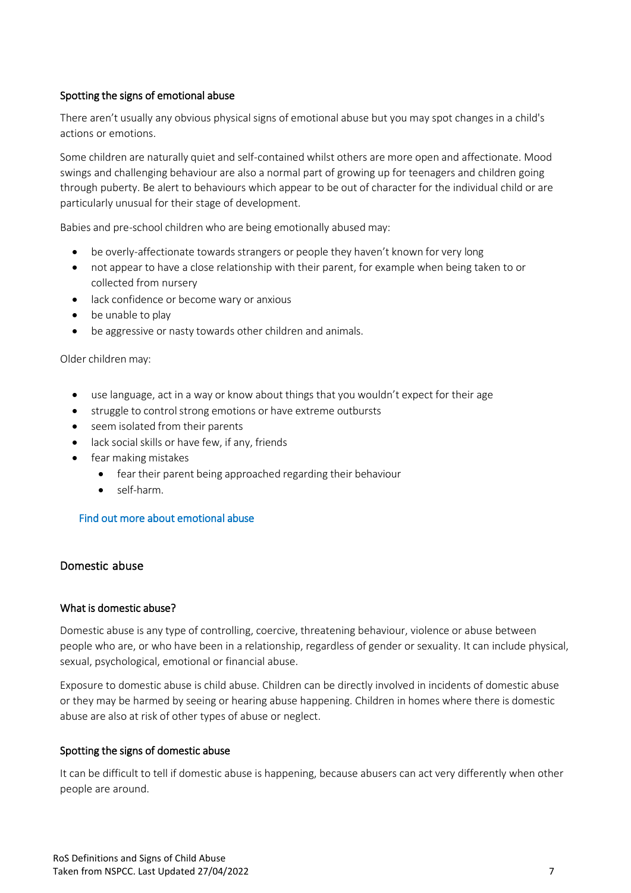### Spotting the signs of emotional abuse

There aren't usually any obvious physical signs of emotional abuse but you may spot changes in a child's actions or emotions.

Some children are naturally quiet and self-contained whilst others are more open and affectionate. Mood swings and challenging behaviour are also a normal part of growing up for teenagers and children going through puberty. Be alert to behaviours which appear to be out of character for the individual child or are particularly unusual for their stage of development.

Babies and pre-school children who are being emotionally abused may:

- be overly-affectionate towards strangers or people they haven't known for very long
- not appear to have a close relationship with their parent, for example when being taken to or collected from nursery
- lack confidence or become wary or anxious
- be unable to play
- be aggressive or nasty towards other children and animals.

Older children may:

- use language, act in a way or know about things that you wouldn't expect for their age
- struggle to control strong emotions or have extreme outbursts
- seem isolated from their parents
- lack social skills or have few, if any, friends
- fear making mistakes
  - fear their parent being approached regarding their behaviour
  - self-harm.

Find out more about emotional abuse

## Domestic abuse

### What is domestic abuse?

Domestic abuse is any type of controlling, coercive, threatening behaviour, violence or abuse between people who are, or who have been in a relationship, regardless of gender or sexuality. It can include physical, sexual, psychological, emotional or financial abuse.

Exposure to domestic abuse is child abuse. Children can be directly involved in incidents of domestic abuse or they may be harmed by seeing or hearing abuse happening. Children in homes where there is domestic abuse are also at risk of other types of abuse or neglect.

### Spotting the signs of domestic abuse

It can be difficult to tell if domestic abuse is happening, because abusers can act very differently when other people are around.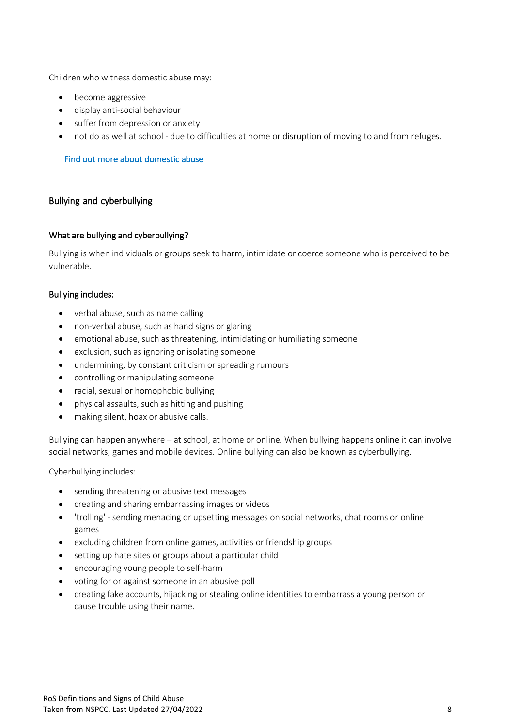Children who witness domestic abuse may:

- become aggressive
- display anti-social behaviour
- suffer from depression or anxiety
- not do as well at school - due to difficulties at home or disruption of moving to and from refuges.

Find out more about domestic abuse

## Bullying and cyberbullying

### What are bullying and cyberbullying?

Bullying is when individuals or groups seek to harm, intimidate or coerce someone who is perceived to be vulnerable.

### Bullying includes:

- verbal abuse, such as name calling
- non-verbal abuse, such as hand signs or glaring
- emotional abuse, such as threatening, intimidating or humiliating someone
- exclusion, such as ignoring or isolating someone
- undermining, by constant criticism or spreading rumours
- controlling or manipulating someone
- racial, sexual or homophobic bullying
- physical assaults, such as hitting and pushing
- making silent, hoax or abusive calls.

Bullying can happen anywhere – at school, at home or online. When bullying happens online it can involve social networks, games and mobile devices. Online bullying can also be known as cyberbullying.

Cyberbullying includes:

- sending threatening or abusive text messages
- creating and sharing embarrassing images or videos
- 'trolling' - sending menacing or upsetting messages on social networks, chat rooms or online games
- excluding children from online games, activities or friendship groups
- setting up hate sites or groups about a particular child
- encouraging young people to self-harm
- voting for or against someone in an abusive poll
- creating fake accounts, hijacking or stealing online identities to embarrass a young person or cause trouble using their name.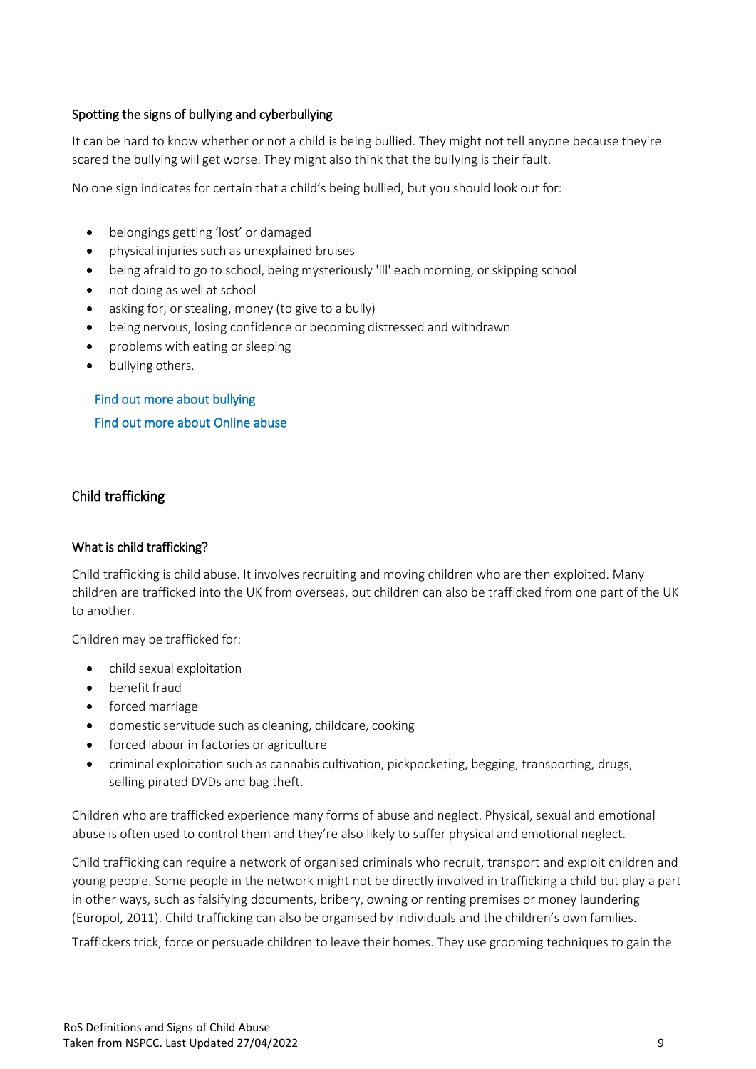### Spotting the signs of bullying and cyberbullying

It can be hard to know whether or not a child is being bullied. They might not tell anyone because they're scared the bullying will get worse. They might also think that the bullying is their fault.

No one sign indicates for certain that a child's being bullied, but you should look out for:

- belongings getting 'lost' or damaged
- physical injuries such as unexplained bruises
- being afraid to go to school, being mysteriously 'ill' each morning, or skipping school
- not doing as well at school
- asking for, or stealing, money (to give to a bully)
- being nervous, losing confidence or becoming distressed and withdrawn
- problems with eating or sleeping
- bullying others.

Find out more about bullying

Find out more about Online abuse

## Child trafficking

### What is child trafficking?

Child trafficking is child abuse. It involves recruiting and moving children who are then exploited. Many children are trafficked into the UK from overseas, but children can also be trafficked from one part of the UK to another.

Children may be trafficked for:

- child sexual exploitation
- benefit fraud
- forced marriage
- domestic servitude such as cleaning, childcare, cooking
- forced labour in factories or agriculture
- criminal exploitation such as cannabis cultivation, pickpocketing, begging, transporting, drugs, selling pirated DVDs and bag theft.

Children who are trafficked experience many forms of abuse and neglect. Physical, sexual and emotional abuse is often used to control them and they're also likely to suffer physical and emotional neglect.

Child trafficking can require a network of organised criminals who recruit, transport and exploit children and young people. Some people in the network might not be directly involved in trafficking a child but play a part in other ways, such as falsifying documents, bribery, owning or renting premises or money laundering (Europol, 2011). Child trafficking can also be organised by individuals and the children's own families.

Traffickers trick, force or persuade children to leave their homes. They use grooming techniques to gain the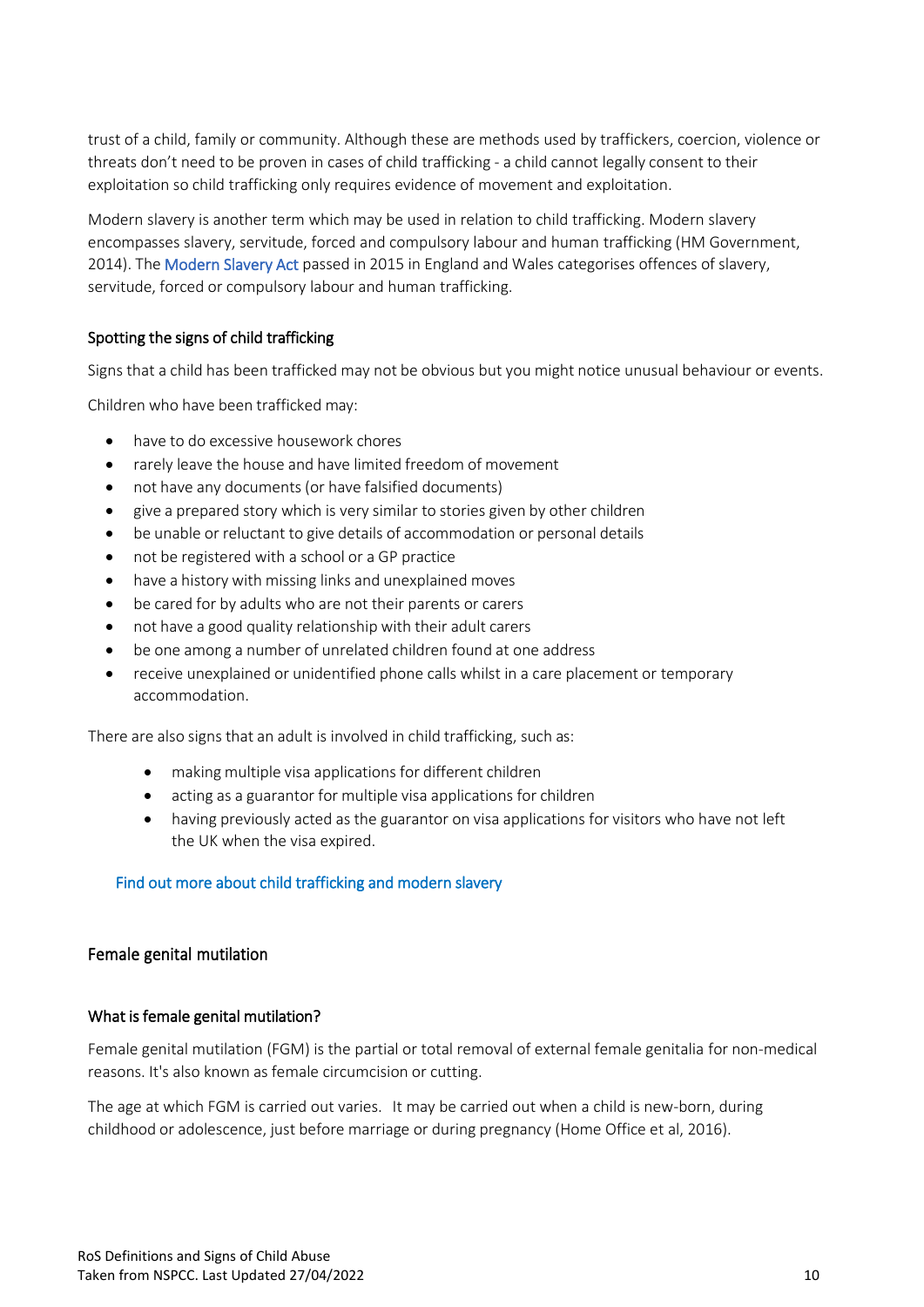trust of a child, family or community. Although these are methods used by traffickers, coercion, violence or threats don't need to be proven in cases of child trafficking - a child cannot legally consent to their exploitation so child trafficking only requires evidence of movement and exploitation.

Modern slavery is another term which may be used in relation to child trafficking. Modern slavery encompasses slavery, servitude, forced and compulsory labour and human trafficking (HM Government, 2014). The Modern Slavery Act passed in 2015 in England and Wales categorises offences of slavery, servitude, forced or compulsory labour and human trafficking.

### Spotting the signs of child trafficking

Signs that a child has been trafficked may not be obvious but you might notice unusual behaviour or events.

Children who have been trafficked may:

- have to do excessive housework chores
- rarely leave the house and have limited freedom of movement
- not have any documents (or have falsified documents)
- give a prepared story which is very similar to stories given by other children
- be unable or reluctant to give details of accommodation or personal details
- not be registered with a school or a GP practice
- have a history with missing links and unexplained moves
- be cared for by adults who are not their parents or carers
- not have a good quality relationship with their adult carers
- be one among a number of unrelated children found at one address
- receive unexplained or unidentified phone calls whilst in a care placement or temporary accommodation.

There are also signs that an adult is involved in child trafficking, such as:

- making multiple visa applications for different children
- acting as a guarantor for multiple visa applications for children
- having previously acted as the guarantor on visa applications for visitors who have not left the UK when the visa expired.

Find out more about child trafficking and modern slavery

## Female genital mutilation

### What is female genital mutilation?

Female genital mutilation (FGM) is the partial or total removal of external female genitalia for non-medical reasons. It's also known as female circumcision or cutting.

The age at which FGM is carried out varies. It may be carried out when a child is new-born, during childhood or adolescence, just before marriage or during pregnancy (Home Office et al, 2016).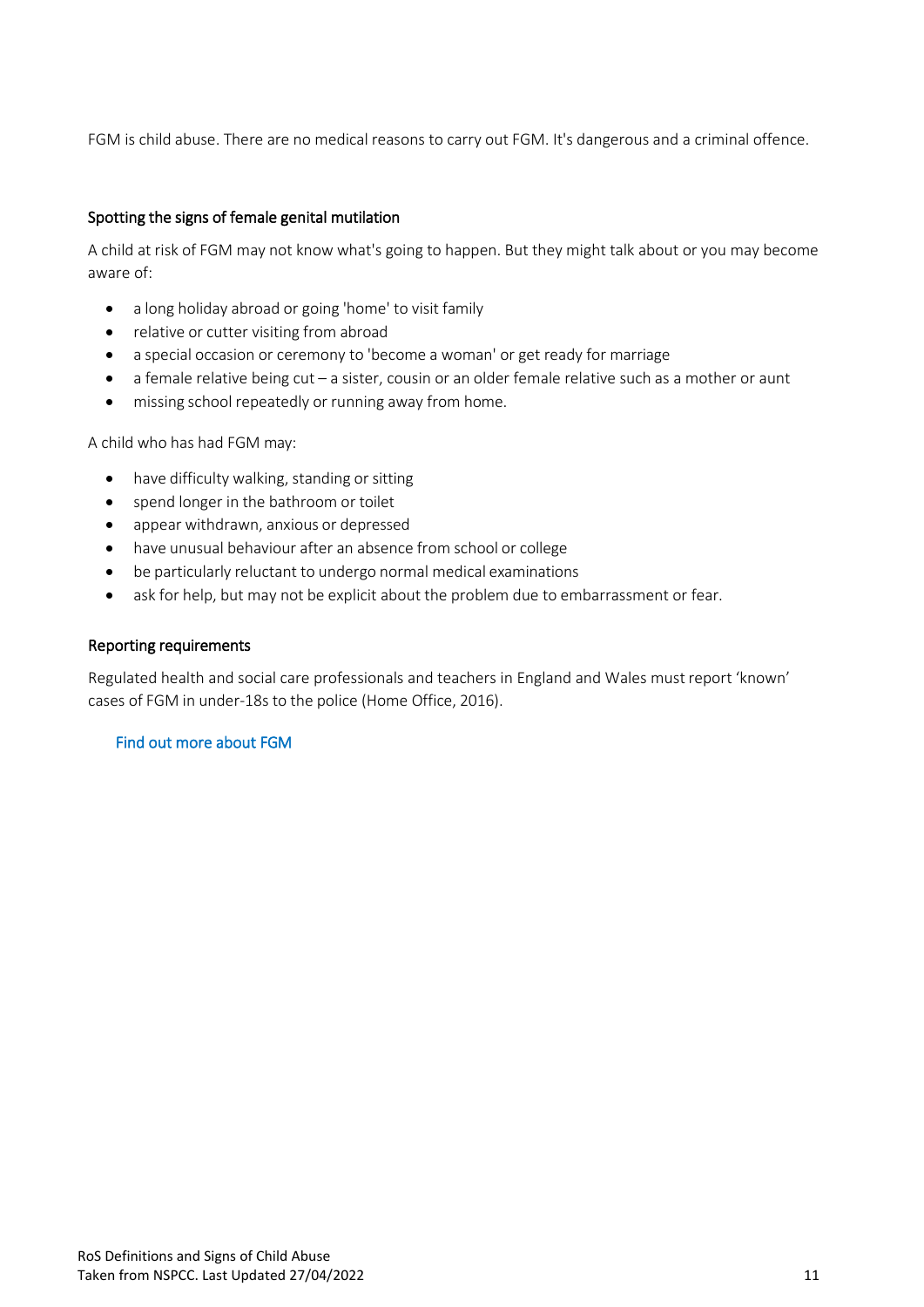FGM is child abuse. There are no medical reasons to carry out FGM. It's dangerous and a criminal offence.

### Spotting the signs of female genital mutilation

A child at risk of FGM may not know what's going to happen. But they might talk about or you may become aware of:

- a long holiday abroad or going 'home' to visit family
- relative or cutter visiting from abroad
- a special occasion or ceremony to 'become a woman' or get ready for marriage
- a female relative being cut – a sister, cousin or an older female relative such as a mother or aunt
- missing school repeatedly or running away from home.

A child who has had FGM may:

- have difficulty walking, standing or sitting
- spend longer in the bathroom or toilet
- appear withdrawn, anxious or depressed
- have unusual behaviour after an absence from school or college
- be particularly reluctant to undergo normal medical examinations
- ask for help, but may not be explicit about the problem due to embarrassment or fear.

### Reporting requirements

Regulated health and social care professionals and teachers in England and Wales must report 'known' cases of FGM in under-18s to the police (Home Office, 2016).

Find out more about FGM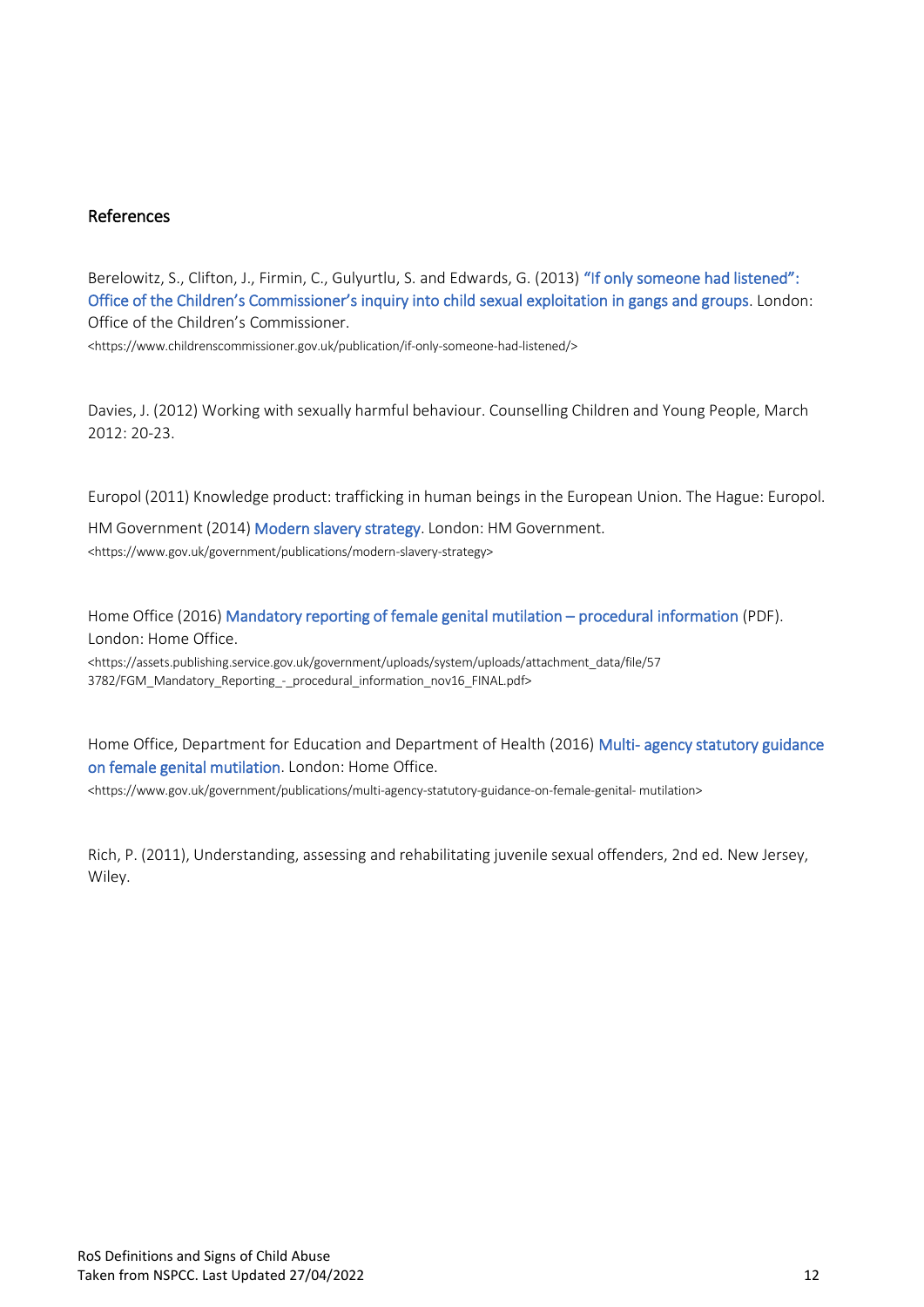## References

Berelowitz, S., Clifton, J., Firmin, C., Gulyurtlu, S. and Edwards, G. (2013) "If only someone had listened": Office of the Children's Commissioner's inquiry into child sexual exploitation in gangs and groups. London: Office of the Children's Commissioner.
<https://www.childrenscommissioner.gov.uk/publication/if-only-someone-had-listened/>

Davies, J. (2012) Working with sexually harmful behaviour. Counselling Children and Young People, March 2012: 20-23.

Europol (2011) Knowledge product: trafficking in human beings in the European Union. The Hague: Europol.

HM Government (2014) Modern slavery strategy. London: HM Government.
<https://www.gov.uk/government/publications/modern-slavery-strategy>

Home Office (2016) Mandatory reporting of female genital mutilation – procedural information (PDF). London: Home Office.
<https://assets.publishing.service.gov.uk/government/uploads/system/uploads/attachment_data/file/573782/FGM_Mandatory_Reporting_-_procedural_information_nov16_FINAL.pdf>

Home Office, Department for Education and Department of Health (2016) Multi- agency statutory guidance on female genital mutilation. London: Home Office.
<https://www.gov.uk/government/publications/multi-agency-statutory-guidance-on-female-genital- mutilation>

Rich, P. (2011), Understanding, assessing and rehabilitating juvenile sexual offenders, 2nd ed. New Jersey, Wiley.